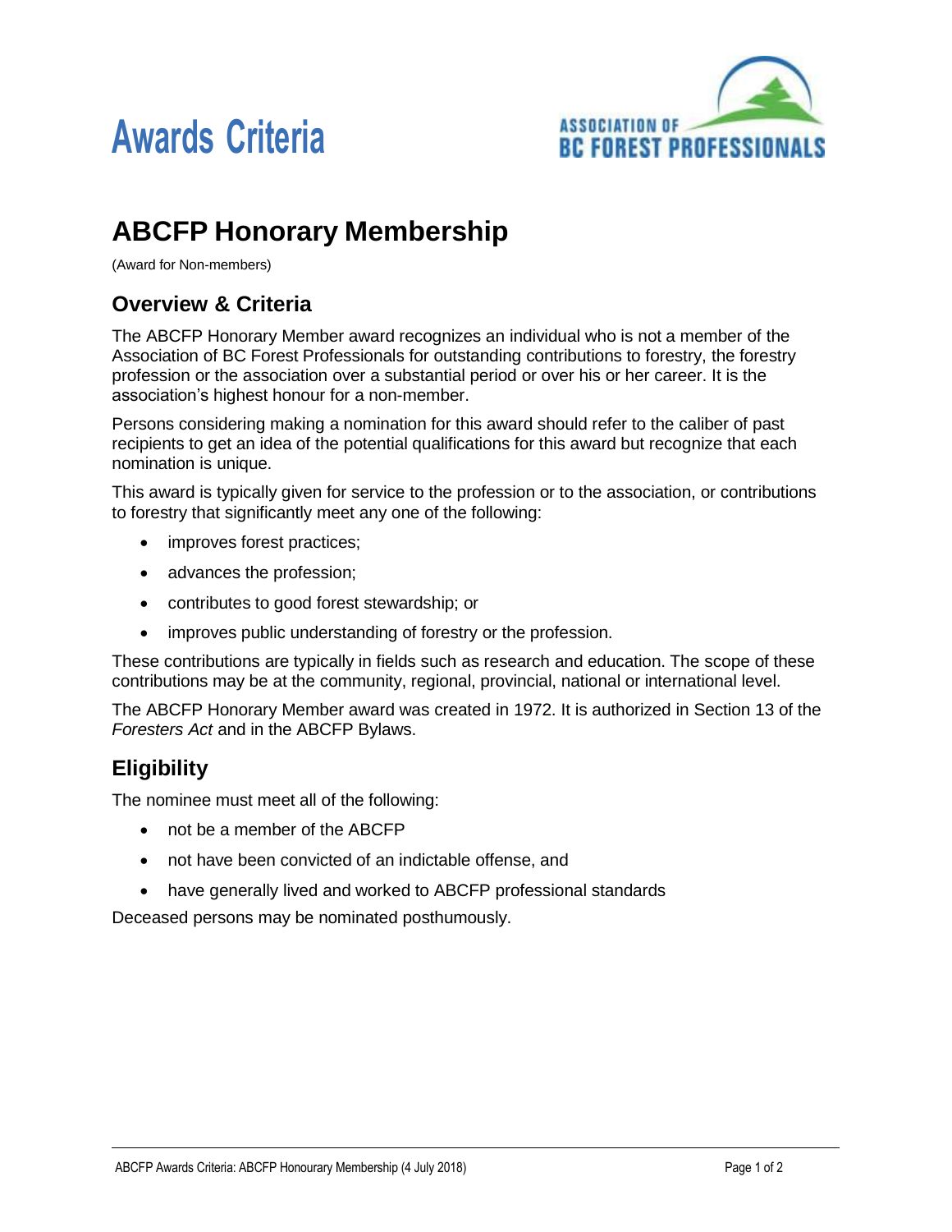# Awards Criteria

## ABCFP Honorary Membership

(Award for Non-members)

### Overview & Criteria

The ABCFP Honorary Member award recognizes an individual who is not a member of the Association of BC Forest Professionals for outstanding contributions to forestry, the forestry profession or the association over a substantial period or over his or her career. It is the association's highest honour for a non-member.

Persons considering making a nomination for this award should refer to the caliber of past recipients to get an idea of the potential qualifications for this award but recognize that each nomination is unique.

This award is typically given for service to the profession or to the association, or contributions to forestry that significantly meet any one of the following:

- improves forest practices;
- advances the profession;
- contributes to good forest stewardship; or
- improves public understanding of forestry or the profession.

These contributions are typically in fields such as research and education. The scope of these contributions may be at the community, regional, provincial, national or international level.

The ABCFP Honorary Member award was created in 1972. It is authorized in Section 13 of the *Foresters Act* and in the ABCFP Bylaws.

### Eligibility

The nominee must meet all of the following:

- not be a member of the ABCFP
- not have been convicted of an indictable offense, and
- have generally lived and worked to ABCFP professional standards

Deceased persons may be nominated posthumously.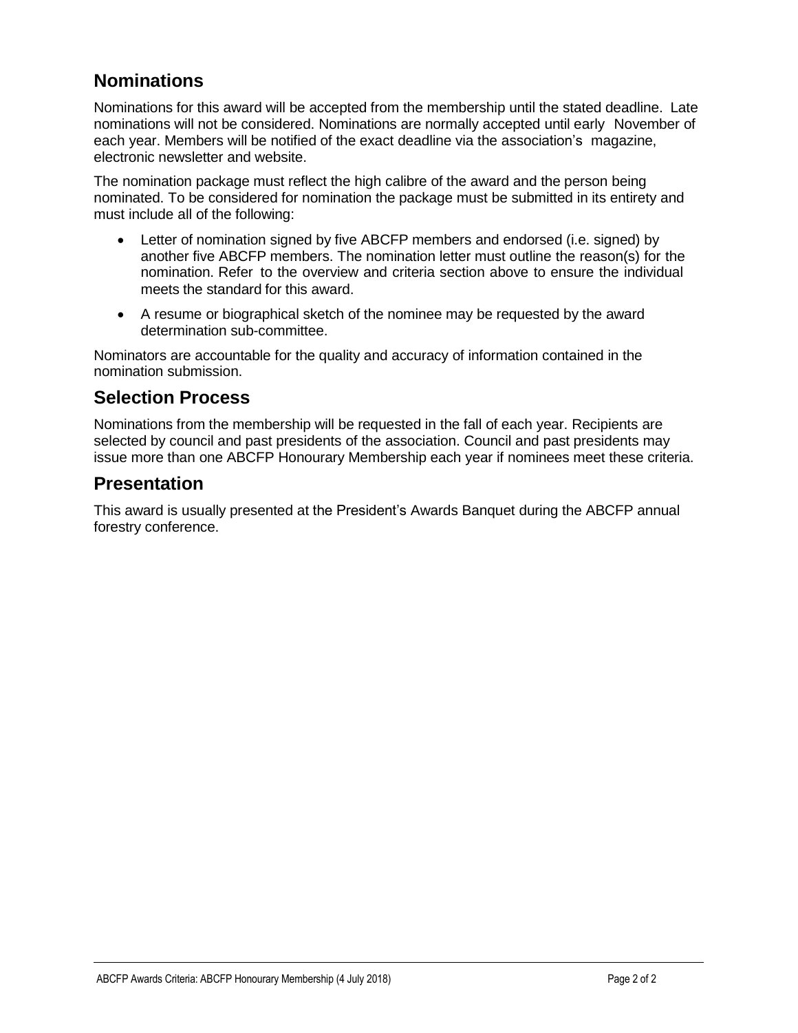## Nominations

Nominations for this award will be accepted from the membership until the stated deadline. Late nominations will not be considered. Nominations are normally accepted until early November of each year. Members will be notified of the exact deadline via the association's magazine, electronic newsletter and website.

The nomination package must reflect the high calibre of the award and the person being nominated. To be considered for nomination the package must be submitted in its entirety and must include all of the following:

- Letter of nomination signed by five ABCFP members and endorsed (i.e. signed) by another five ABCFP members. The nomination letter must outline the reason(s) for the nomination. Refer to the overview and criteria section above to ensure the individual meets the standard for this award.
- A resume or biographical sketch of the nominee may be requested by the award determination sub-committee.

Nominators are accountable for the quality and accuracy of information contained in the nomination submission.

## Selection Process

Nominations from the membership will be requested in the fall of each year. Recipients are selected by council and past presidents of the association. Council and past presidents may issue more than one ABCFP Honourary Membership each year if nominees meet these criteria.

## Presentation

This award is usually presented at the President's Awards Banquet during the ABCFP annual forestry conference.